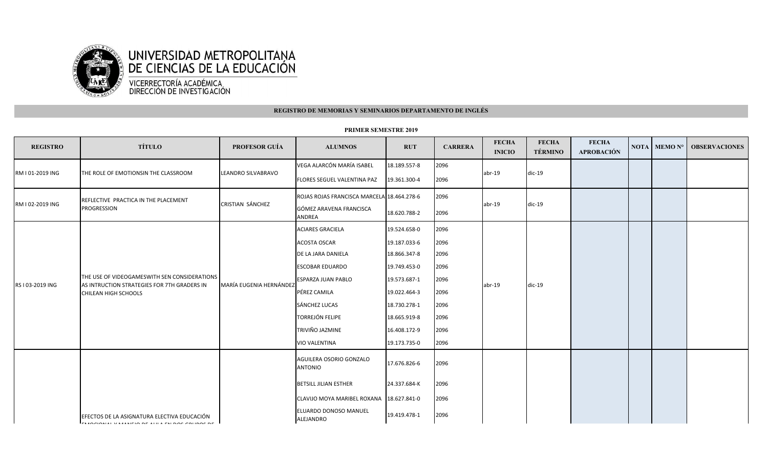UNIVERSIDAD METROPOLITANA DE CIENCIAS DE LA EDUCACIÓN

VICERRECTORÍA ACADÉMICA
DIRECCIÓN DE INVESTIGACIÓN

**REGISTRO DE MEMORIAS Y SEMINARIOS DEPARTAMENTO DE INGLÉS**

**PRIMER SEMESTRE 2019**

| REGISTRO | TÍTULO | PROFESOR GUÍA | ALUMNOS | RUT | CARRERA | FECHA INICIO | FECHA TÉRMINO | FECHA APROBACIÓN | NOTA | MEMO N° | OBSERVACIONES |
|---|---|---|---|---|---|---|---|---|---|---|---|
| RM I 01-2019 ING | THE ROLE OF EMOTIONSIN THE CLASSROOM | LEANDRO SILVABRAVO | VEGA ALARCÓN MARÍA ISABEL | 18.189.557-8 | 2096 | abr-19 | dic-19 | | | | |
| | | | FLORES SEGUEL VALENTINA PAZ | 19.361.300-4 | 2096 | | | | | | |
| RM I 02-2019 ING | REFLECTIVE PRACTICA IN THE PLACEMENT PROGRESSION | CRISTIAN SÁNCHEZ | ROJAS ROJAS FRANCISCA MARCELA | 18.464.278-6 | 2096 | abr-19 | dic-19 | | | | |
| | | | GÓMEZ ARAVENA FRANCISCA ANDREA | 18.620.788-2 | 2096 | | | | | | |
| RS I 03-2019 ING | THE USE OF VIDEOGAMESWITH SEN CONSIDERATIONS AS INTRUCTION STRATEGIES FOR 7TH GRADERS IN CHILEAN HIGH SCHOOLS | MARÍA EUGENIA HERNÁNDEZ | ACIARES GRACIELA | 19.524.658-0 | 2096 | abr-19 | dic-19 | | | | |
| | | | ACOSTA OSCAR | 19.187.033-6 | 2096 | | | | | | |
| | | | DE LA JARA DANIELA | 18.866.347-8 | 2096 | | | | | | |
| | | | ESCOBAR EDUARDO | 19.749.453-0 | 2096 | | | | | | |
| | | | ESPARZA JUAN PABLO | 19.573.687-1 | 2096 | | | | | | |
| | | | PÉREZ CAMILA | 19.022.464-3 | 2096 | | | | | | |
| | | | SÁNCHEZ LUCAS | 18.730.278-1 | 2096 | | | | | | |
| | | | TORREJÓN FELIPE | 18.665.919-8 | 2096 | | | | | | |
| | | | TRIVIÑO JAZMINE | 16.408.172-9 | 2096 | | | | | | |
| | | | VIO VALENTINA | 19.173.735-0 | 2096 | | | | | | |
| | EFECTOS DE LA ASIGNATURA ELECTIVA EDUCACIÓN EMOCIONAL Y MANEJO DE AULA EN DOS GRUPOS DE | | AGUILERA OSORIO GONZALO ANTONIO | 17.676.826-6 | 2096 | | | | | | |
| | | | BETSILL JILIAN ESTHER | 24.337.684-K | 2096 | | | | | | |
| | | | CLAVIJO MOYA MARIBEL ROXANA | 18.627.841-0 | 2096 | | | | | | |
| | | | ELUARDO DONOSO MANUEL ALEJANDRO | 19.419.478-1 | 2096 | | | | | | |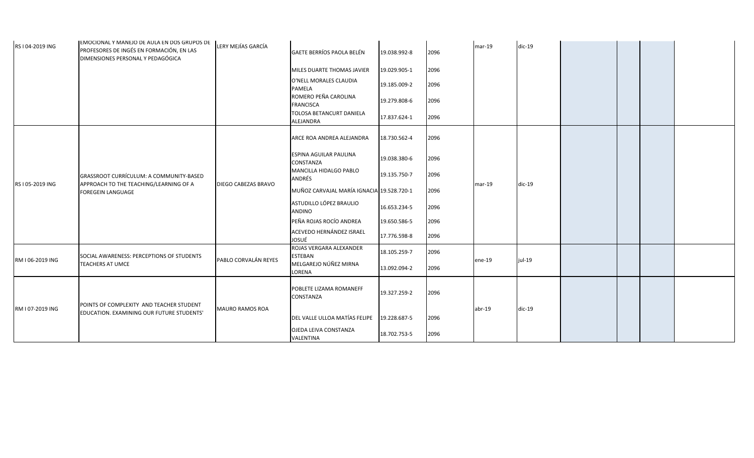| | | | | | | | | | | | |
|---|---|---|---|---|---|---|---|---|---|---|---|
| RS I 04-2019 ING | EMOCIONAL Y MANEJO DE AULA EN DOS GRUPOS DE PROFESORES DE INGÉS EN FORMACIÓN, EN LAS DIMENSIONES PERSONAL Y PEDAGÓGICA | LERY MEJÍAS GARCÍA | GAETE BERRÍOS PAOLA BELÉN | 19.038.992-8 | 2096 | mar-19 | dic-19 | | | | |
| | | | MILES DUARTE THOMAS JAVIER | 19.029.905-1 | 2096 | | | | | | |
| | | | O'NELL MORALES CLAUDIA PAMELA | 19.185.009-2 | 2096 | | | | | | |
| | | | ROMERO PEÑA CAROLINA FRANCISCA | 19.279.808-6 | 2096 | | | | | | |
| | | | TOLOSA BETANCURT DANIELA ALEJANDRA | 17.837.624-1 | 2096 | | | | | | |
| RS I 05-2019 ING | GRASSROOT CURRÍCULUM: A COMMUNITY-BASED APPROACH TO THE TEACHING/LEARNING OF A FOREGEIN LANGUAGE | DIEGO CABEZAS BRAVO | ARCE ROA ANDREA ALEJANDRA | 18.730.562-4 | 2096 | mar-19 | dic-19 | | | | |
| | | | ESPINA AGUILAR PAULINA CONSTANZA | 19.038.380-6 | 2096 | | | | | | |
| | | | MANCILLA HIDALGO PABLO ANDRÉS | 19.135.750-7 | 2096 | | | | | | |
| | | | MUÑOZ CARVAJAL MARÍA IGNACIA | 19.528.720-1 | 2096 | | | | | | |
| | | | ASTUDILLO LÓPEZ BRAULIO ANDINO | 16.653.234-5 | 2096 | | | | | | |
| | | | PEÑA ROJAS ROCÍO ANDREA | 19.650.586-5 | 2096 | | | | | | |
| | | | ACEVEDO HERNÁNDEZ ISRAEL JOSUÉ | 17.776.598-8 | 2096 | | | | | | |
| RM I 06-2019 ING | SOCIAL AWARENESS: PERCEPTIONS OF STUDENTS TEACHERS AT UMCE | PABLO CORVALÁN REYES | ROJAS VERGARA ALEXANDER ESTEBAN | 18.105.259-7 | 2096 | ene-19 | jul-19 | | | | |
| | | | MELGAREJO NÚÑEZ MIRNA LORENA | 13.092.094-2 | 2096 | | | | | | |
| RM I 07-2019 ING | POINTS OF COMPLEXITY AND TEACHER STUDENT EDUCATION. EXAMINING OUR FUTURE STUDENTS' | MAURO RAMOS ROA | POBLETE LIZAMA ROMANEFF CONSTANZA | 19.327.259-2 | 2096 | abr-19 | dic-19 | | | | |
| | | | DEL VALLE ULLOA MATÍAS FELIPE | 19.228.687-5 | 2096 | | | | | | |
| | | | OJEDA LEIVA CONSTANZA VALENTINA | 18.702.753-5 | 2096 | | | | | | |